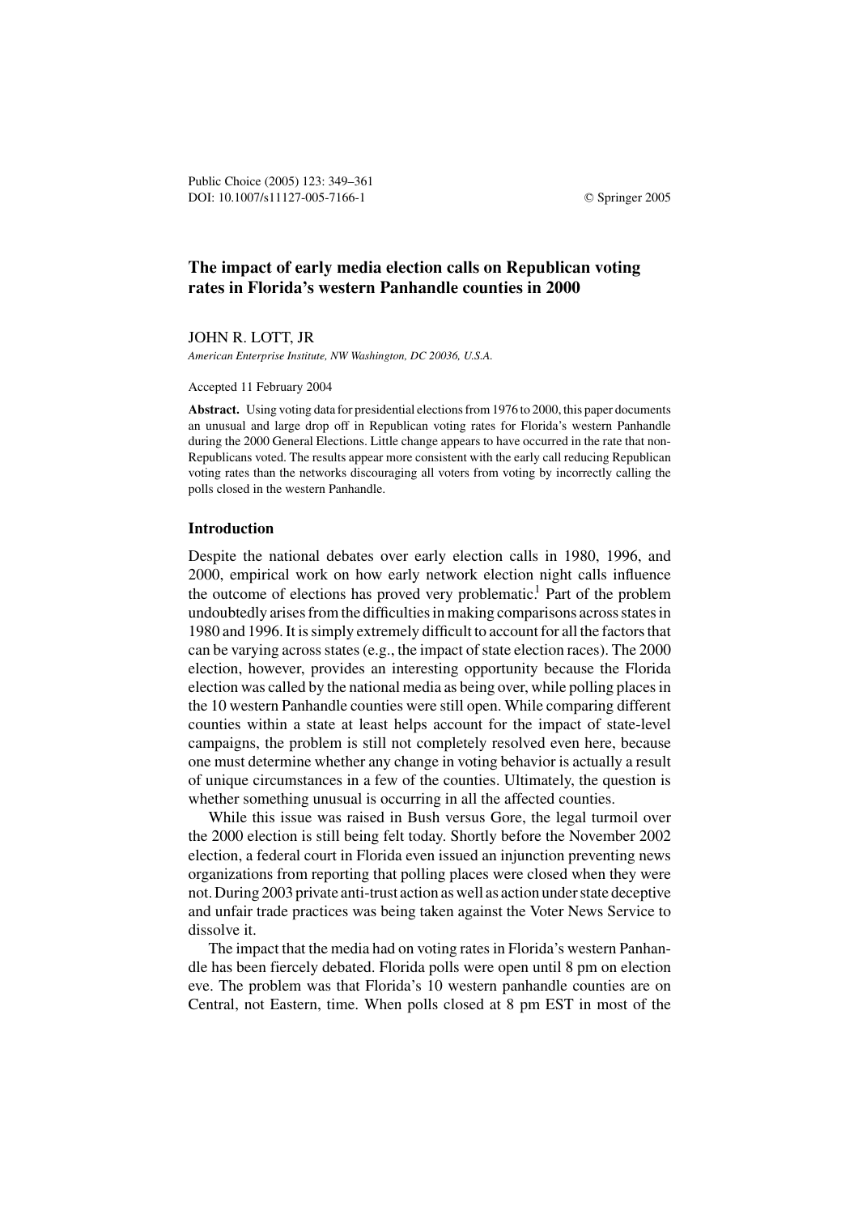# The impact of early media election calls on Republican voting rates in Florida's western Panhandle counties in 2000

JOHN R. LOTT, JR

*American Enterprise Institute, NW Washington, DC 20036, U.S.A.*

Accepted 11 February 2004

**Abstract.** Using voting data for presidential elections from 1976 to 2000, this paper documents an unusual and large drop off in Republican voting rates for Florida's western Panhandle during the 2000 General Elections. Little change appears to have occurred in the rate that non-Republicans voted. The results appear more consistent with the early call reducing Republican voting rates than the networks discouraging all voters from voting by incorrectly calling the polls closed in the western Panhandle.

## Introduction

Despite the national debates over early election calls in 1980, 1996, and 2000, empirical work on how early network election night calls influence the outcome of elections has proved very problematic.[1] Part of the problem undoubtedly arises from the difficulties in making comparisons across states in 1980 and 1996. It is simply extremely difficult to account for all the factors that can be varying across states (e.g., the impact of state election races). The 2000 election, however, provides an interesting opportunity because the Florida election was called by the national media as being over, while polling places in the 10 western Panhandle counties were still open. While comparing different counties within a state at least helps account for the impact of state-level campaigns, the problem is still not completely resolved even here, because one must determine whether any change in voting behavior is actually a result of unique circumstances in a few of the counties. Ultimately, the question is whether something unusual is occurring in all the affected counties.

While this issue was raised in Bush versus Gore, the legal turmoil over the 2000 election is still being felt today. Shortly before the November 2002 election, a federal court in Florida even issued an injunction preventing news organizations from reporting that polling places were closed when they were not. During 2003 private anti-trust action as well as action under state deceptive and unfair trade practices was being taken against the Voter News Service to dissolve it.

The impact that the media had on voting rates in Florida's western Panhandle has been fiercely debated. Florida polls were open until 8 pm on election eve. The problem was that Florida's 10 western panhandle counties are on Central, not Eastern, time. When polls closed at 8 pm EST in most of the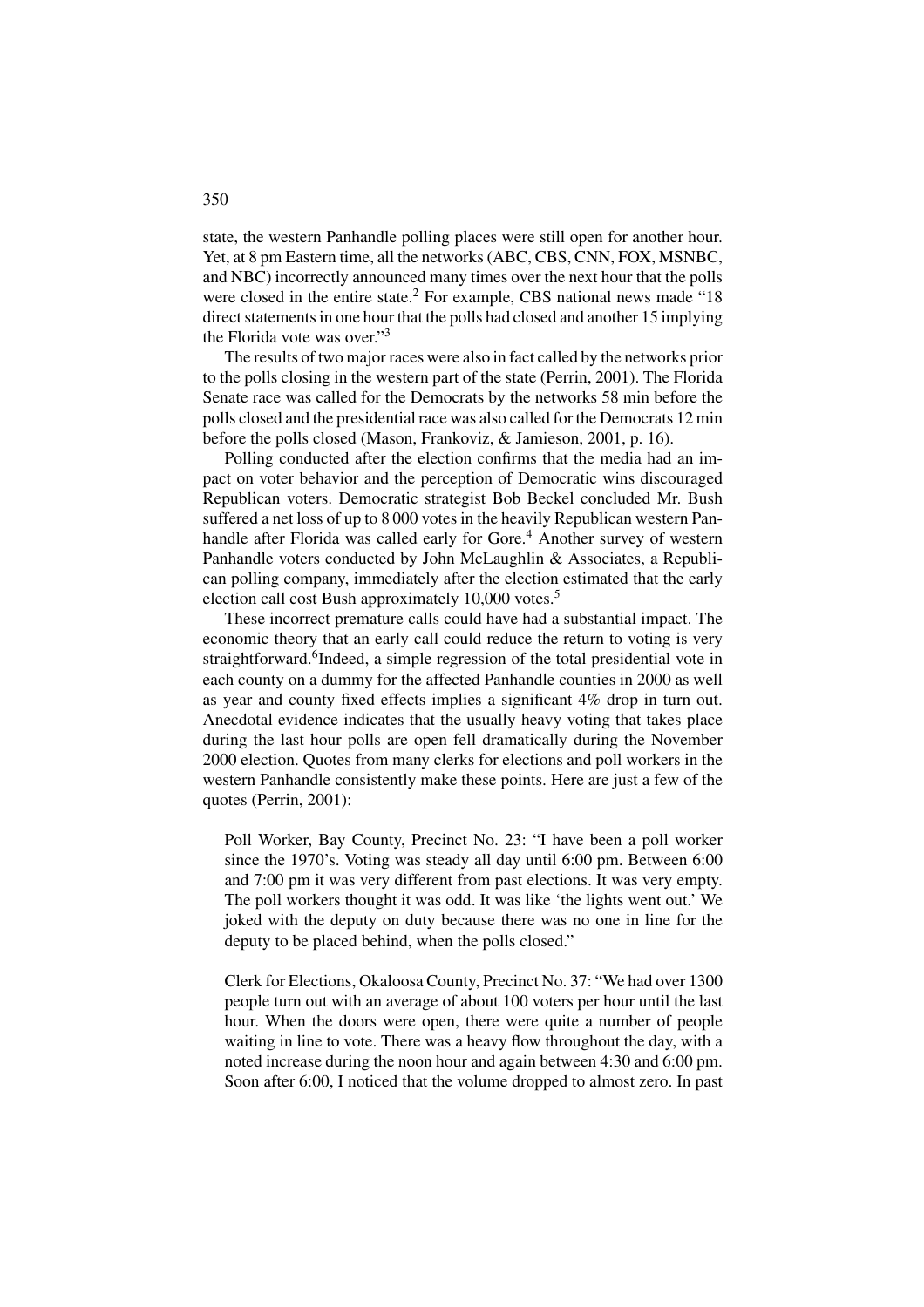state, the western Panhandle polling places were still open for another hour. Yet, at 8 pm Eastern time, all the networks (ABC, CBS, CNN, FOX, MSNBC, and NBC) incorrectly announced many times over the next hour that the polls were closed in the entire state.[2] For example, CBS national news made "18 direct statements in one hour that the polls had closed and another 15 implying the Florida vote was over."[3]

The results of two major races were also in fact called by the networks prior to the polls closing in the western part of the state (Perrin, 2001). The Florida Senate race was called for the Democrats by the networks 58 min before the polls closed and the presidential race was also called for the Democrats 12 min before the polls closed (Mason, Frankovitz, & Jamieson, 2001, p. 16).

Polling conducted after the election confirms that the media had an impact on voter behavior and the perception of Democratic wins discouraged Republican voters. Democratic strategist Bob Beckel concluded Mr. Bush suffered a net loss of up to 8 000 votes in the heavily Republican western Panhandle after Florida was called early for Gore.[4] Another survey of western Panhandle voters conducted by John McLaughlin & Associates, a Republican polling company, immediately after the election estimated that the early election call cost Bush approximately 10,000 votes.[5]

These incorrect premature calls could have had a substantial impact. The economic theory that an early call could reduce the return to voting is very straightforward.[6]Indeed, a simple regression of the total presidential vote in each county on a dummy for the affected Panhandle counties in 2000 as well as year and county fixed effects implies a significant 4% drop in turn out. Anecdotal evidence indicates that the usually heavy voting that takes place during the last hour polls are open fell dramatically during the November 2000 election. Quotes from many clerks for elections and poll workers in the western Panhandle consistently make these points. Here are just a few of the quotes (Perrin, 2001):

> Poll Worker, Bay County, Precinct No. 23: "I have been a poll worker since the 1970's. Voting was steady all day until 6:00 pm. Between 6:00 and 7:00 pm it was very different from past elections. It was very empty. The poll workers thought it was odd. It was like 'the lights went out.' We joked with the deputy on duty because there was no one in line for the deputy to be placed behind, when the polls closed."

> Clerk for Elections, Okaloosa County, Precinct No. 37: "We had over 1300 people turn out with an average of about 100 voters per hour until the last hour. When the doors were open, there were quite a number of people waiting in line to vote. There was a heavy flow throughout the day, with a noted increase during the noon hour and again between 4:30 and 6:00 pm. Soon after 6:00, I noticed that the volume dropped to almost zero. In past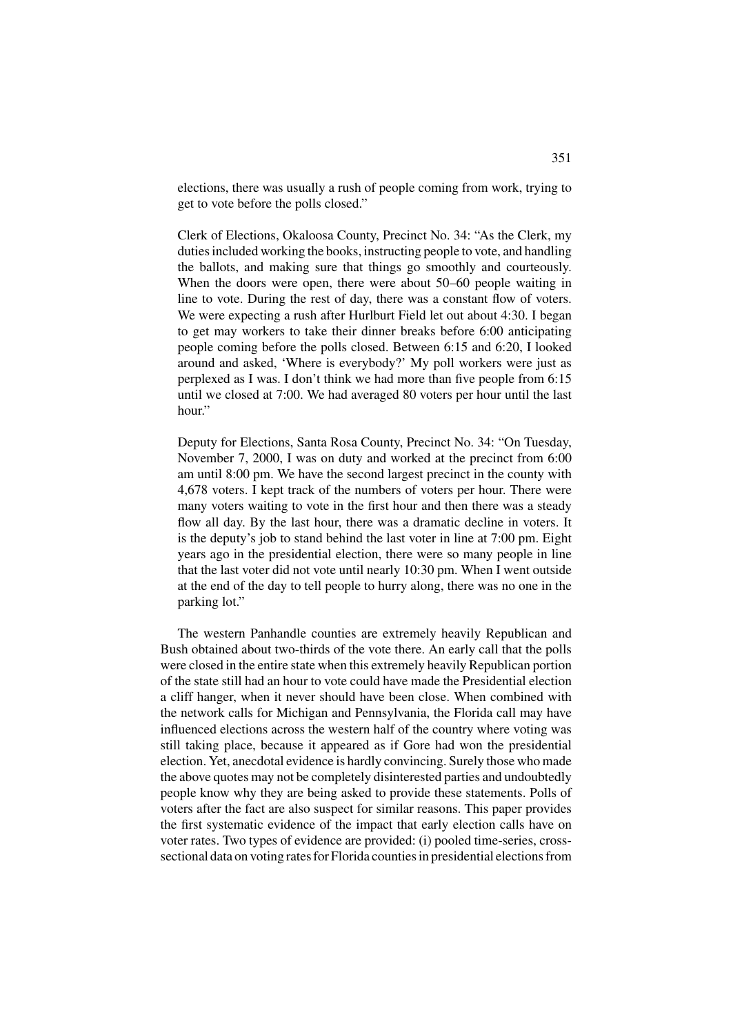elections, there was usually a rush of people coming from work, trying to get to vote before the polls closed."

> Clerk of Elections, Okaloosa County, Precinct No. 34: "As the Clerk, my duties included working the books, instructing people to vote, and handling the ballots, and making sure that things go smoothly and courteously. When the doors were open, there were about 50–60 people waiting in line to vote. During the rest of day, there was a constant flow of voters. We were expecting a rush after Hurlburt Field let out about 4:30. I began to get may workers to take their dinner breaks before 6:00 anticipating people coming before the polls closed. Between 6:15 and 6:20, I looked around and asked, 'Where is everybody?' My poll workers were just as perplexed as I was. I don't think we had more than five people from 6:15 until we closed at 7:00. We had averaged 80 voters per hour until the last hour."

> Deputy for Elections, Santa Rosa County, Precinct No. 34: "On Tuesday, November 7, 2000, I was on duty and worked at the precinct from 6:00 am until 8:00 pm. We have the second largest precinct in the county with 4,678 voters. I kept track of the numbers of voters per hour. There were many voters waiting to vote in the first hour and then there was a steady flow all day. By the last hour, there was a dramatic decline in voters. It is the deputy's job to stand behind the last voter in line at 7:00 pm. Eight years ago in the presidential election, there were so many people in line that the last voter did not vote until nearly 10:30 pm. When I went outside at the end of the day to tell people to hurry along, there was no one in the parking lot."

The western Panhandle counties are extremely heavily Republican and Bush obtained about two-thirds of the vote there. An early call that the polls were closed in the entire state when this extremely heavily Republican portion of the state still had an hour to vote could have made the Presidential election a cliff hanger, when it never should have been close. When combined with the network calls for Michigan and Pennsylvania, the Florida call may have influenced elections across the western half of the country where voting was still taking place, because it appeared as if Gore had won the presidential election. Yet, anecdotal evidence is hardly convincing. Surely those who made the above quotes may not be completely disinterested parties and undoubtedly people know why they are being asked to provide these statements. Polls of voters after the fact are also suspect for similar reasons. This paper provides the first systematic evidence of the impact that early election calls have on voter rates. Two types of evidence are provided: (i) pooled time-series, cross-sectional data on voting rates for Florida counties in presidential elections from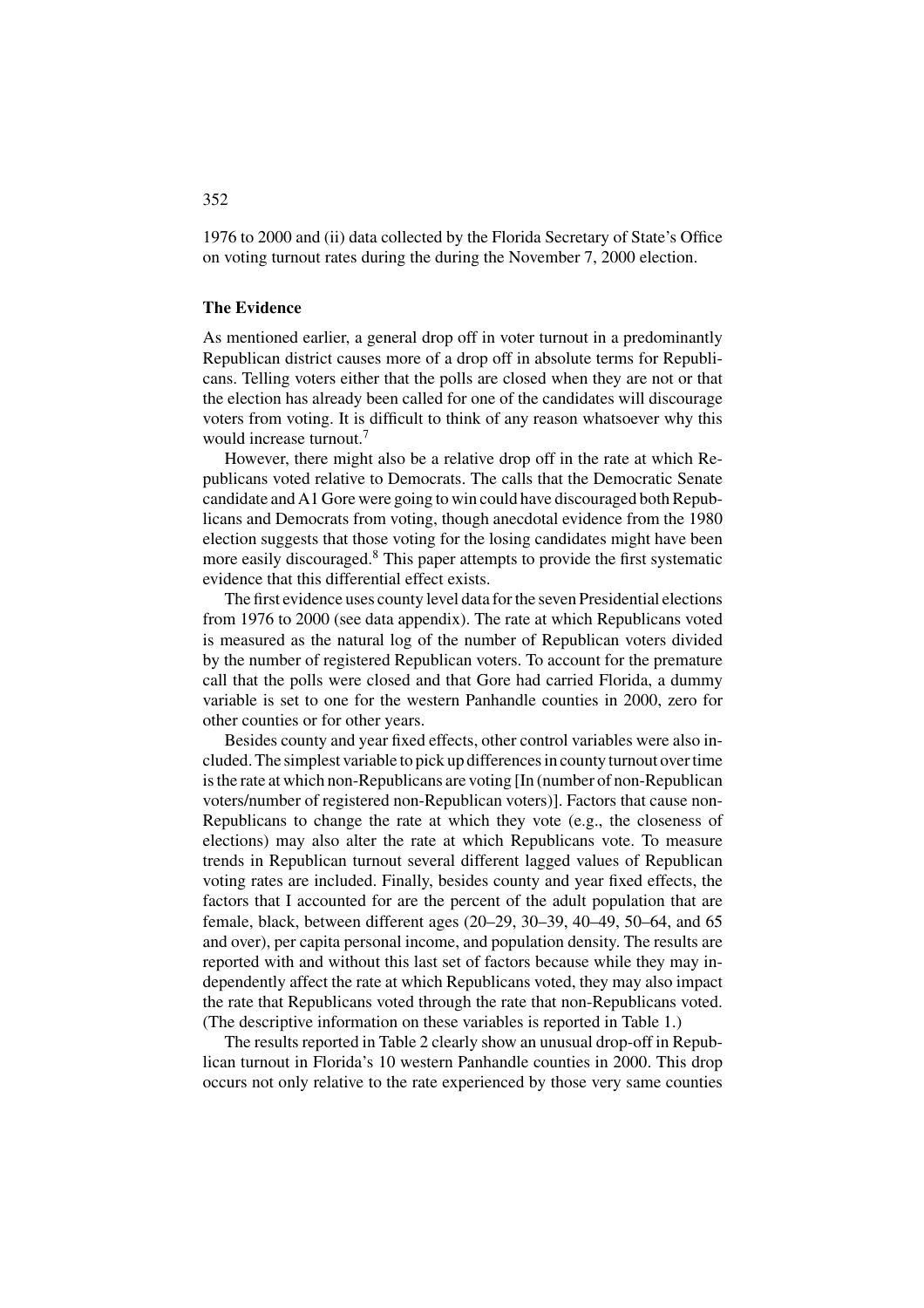1976 to 2000 and (ii) data collected by the Florida Secretary of State's Office on voting turnout rates during the during the November 7, 2000 election.

### The Evidence

As mentioned earlier, a general drop off in voter turnout in a predominantly Republican district causes more of a drop off in absolute terms for Republicans. Telling voters either that the polls are closed when they are not or that the election has already been called for one of the candidates will discourage voters from voting. It is difficult to think of any reason whatsoever why this would increase turnout.[7]

However, there might also be a relative drop off in the rate at which Republicans voted relative to Democrats. The calls that the Democratic Senate candidate and A1 Gore were going to win could have discouraged both Republicans and Democrats from voting, though anecdotal evidence from the 1980 election suggests that those voting for the losing candidates might have been more easily discouraged.[8] This paper attempts to provide the first systematic evidence that this differential effect exists.

The first evidence uses county level data for the seven Presidential elections from 1976 to 2000 (see data appendix). The rate at which Republicans voted is measured as the natural log of the number of Republican voters divided by the number of registered Republican voters. To account for the premature call that the polls were closed and that Gore had carried Florida, a dummy variable is set to one for the western Panhandle counties in 2000, zero for other counties or for other years.

Besides county and year fixed effects, other control variables were also included. The simplest variable to pick up differences in county turnout over time is the rate at which non-Republicans are voting [In (number of non-Republican voters/number of registered non-Republican voters)]. Factors that cause non-Republicans to change the rate at which they vote (e.g., the closeness of elections) may also alter the rate at which Republicans vote. To measure trends in Republican turnout several different lagged values of Republican voting rates are included. Finally, besides county and year fixed effects, the factors that I accounted for are the percent of the adult population that are female, black, between different ages (20–29, 30–39, 40–49, 50–64, and 65 and over), per capita personal income, and population density. The results are reported with and without this last set of factors because while they may independently affect the rate at which Republicans voted, they may also impact the rate that Republicans voted through the rate that non-Republicans voted. (The descriptive information on these variables is reported in Table 1.)

The results reported in Table 2 clearly show an unusual drop-off in Republican turnout in Florida's 10 western Panhandle counties in 2000. This drop occurs not only relative to the rate experienced by those very same counties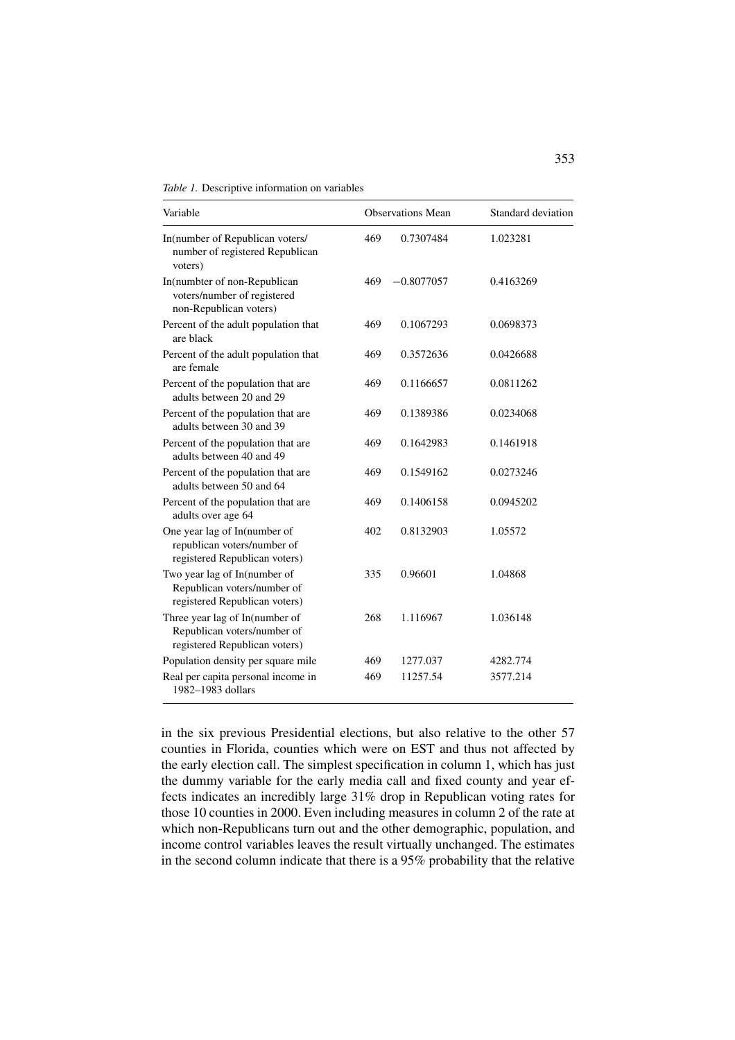*Table 1.* Descriptive information on variables

| Variable | Observations | Mean | Standard deviation |
|---|---|---|---|
| ln(number of Republican voters/ number of registered Republican voters) | 469 | 0.7307484 | 1.023281 |
| ln(numbter of non-Republican voters/number of registered non-Republican voters) | 469 | −0.8077057 | 0.4163269 |
| Percent of the adult population that are black | 469 | 0.1067293 | 0.0698373 |
| Percent of the adult population that are female | 469 | 0.3572636 | 0.0426688 |
| Percent of the population that are adults between 20 and 29 | 469 | 0.1166657 | 0.0811262 |
| Percent of the population that are adults between 30 and 39 | 469 | 0.1389386 | 0.0234068 |
| Percent of the population that are adults between 40 and 49 | 469 | 0.1642983 | 0.1461918 |
| Percent of the population that are adults between 50 and 64 | 469 | 0.1549162 | 0.0273246 |
| Percent of the population that are adults over age 64 | 469 | 0.1406158 | 0.0945202 |
| One year lag of ln(number of republican voters/number of registered Republican voters) | 402 | 0.8132903 | 1.05572 |
| Two year lag of ln(number of Republican voters/number of registered Republican voters) | 335 | 0.96601 | 1.04868 |
| Three year lag of ln(number of Republican voters/number of registered Republican voters) | 268 | 1.116967 | 1.036148 |
| Population density per square mile | 469 | 1277.037 | 4282.774 |
| Real per capita personal income in 1982–1983 dollars | 469 | 11257.54 | 3577.214 |

in the six previous Presidential elections, but also relative to the other 57 counties in Florida, counties which were on EST and thus not affected by the early election call. The simplest specification in column 1, which has just the dummy variable for the early media call and fixed county and year effects indicates an incredibly large 31% drop in Republican voting rates for those 10 counties in 2000. Even including measures in column 2 of the rate at which non-Republicans turn out and the other demographic, population, and income control variables leaves the result virtually unchanged. The estimates in the second column indicate that there is a 95% probability that the relative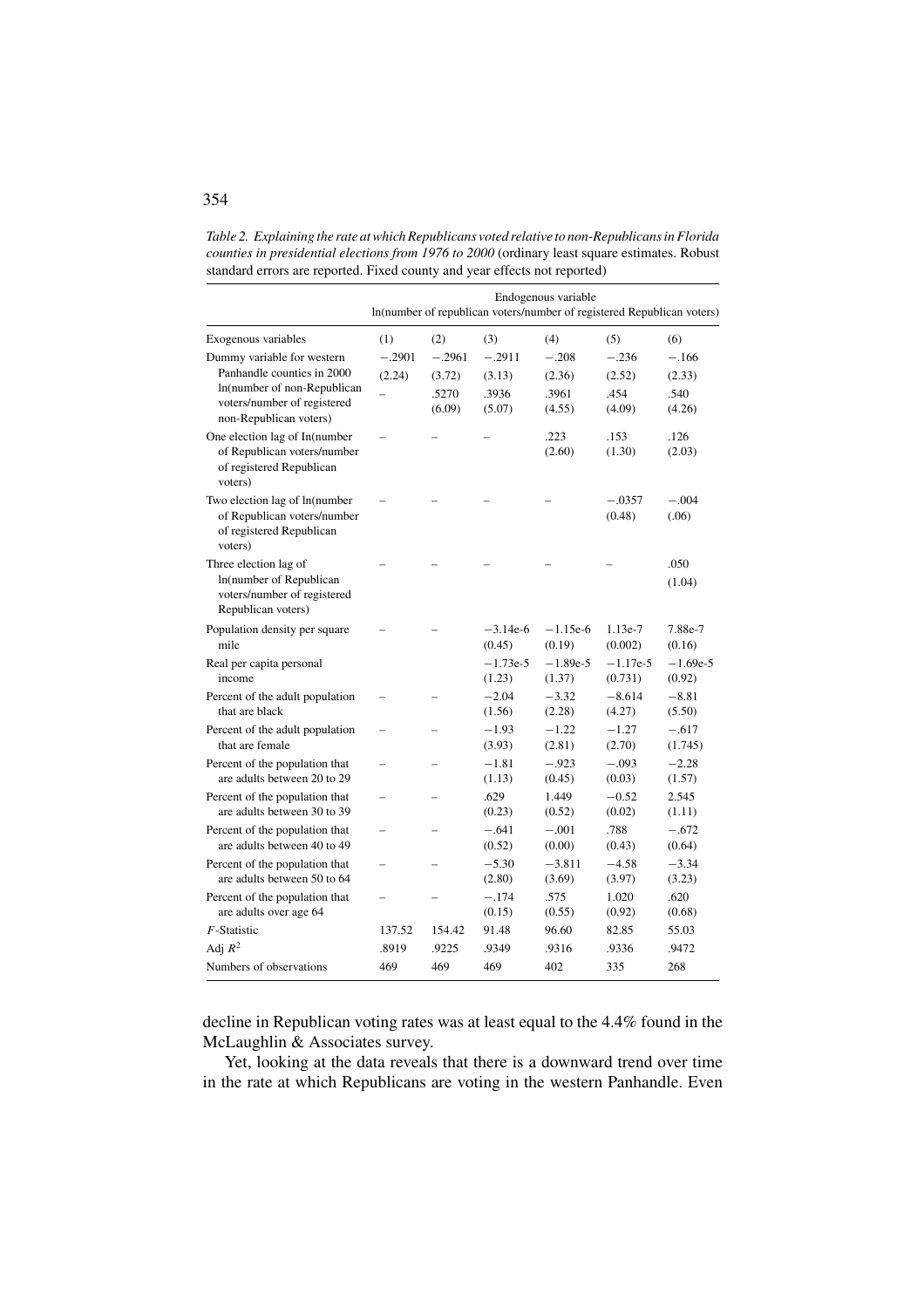*Table 2. Explaining the rate at which Republicans voted relative to non-Republicans in Florida counties in presidential elections from 1976 to 2000* (ordinary least square estimates. Robust standard errors are reported. Fixed county and year effects not reported)

| | Endogenous variable ln(number of republican voters/number of registered Republican voters) | | | | | |
|---|---|---|---|---|---|---|
| Exogenous variables | (1) | (2) | (3) | (4) | (5) | (6) |
| Dummy variable for western Panhandle counties in 2000 | −.2901 (2.24) | −.2961 (3.72) | −.2911 (3.13) | −.208 (2.36) | −.236 (2.52) | −.166 (2.33) |
| ln(number of non-Republican voters/number of registered non-Republican voters) | – | .5270 (6.09) | .3936 (5.07) | .3961 (4.55) | .454 (4.09) | .540 (4.26) |
| One election lag of ln(number of Republican voters/number of registered Republican voters) | – | – | – | .223 (2.60) | .153 (1.30) | .126 (2.03) |
| Two election lag of ln(number of Republican voters/number of registered Republican voters) | – | – | – | – | −.0357 (0.48) | −.004 (.06) |
| Three election lag of ln(number of Republican voters/number of registered Republican voters) | – | – | – | – | – | .050 (1.04) |
| Population density per square mile | – | – | −3.14e-6 (0.45) | −1.15e-6 (0.19) | 1.13e-7 (0.002) | 7.88e-7 (0.16) |
| Real per capita personal income | | | −1.73e-5 (1.23) | −1.89e-5 (1.37) | −1.17e-5 (0.731) | −1.69e-5 (0.92) |
| Percent of the adult population that are black | – | – | −2.04 (1.56) | −3.32 (2.28) | −8.614 (4.27) | −8.81 (5.50) |
| Percent of the adult population that are female | – | – | −1.93 (3.93) | −1.22 (2.81) | −1.27 (2.70) | −.617 (1.745) |
| Percent of the population that are adults between 20 to 29 | – | – | −1.81 (1.13) | −.923 (0.45) | −.093 (0.03) | −2.28 (1.57) |
| Percent of the population that are adults between 30 to 39 | – | – | .629 (0.23) | 1.449 (0.52) | −0.52 (0.02) | 2.545 (1.11) |
| Percent of the population that are adults between 40 to 49 | – | – | −.641 (0.52) | −.001 (0.00) | .788 (0.43) | −.672 (0.64) |
| Percent of the population that are adults between 50 to 64 | – | – | −5.30 (2.80) | −3.811 (3.69) | −4.58 (3.97) | −3.34 (3.23) |
| Percent of the population that are adults over age 64 | – | – | −.174 (0.15) | .575 (0.55) | 1.020 (0.92) | .620 (0.68) |
| $F$-Statistic | 137.52 | 154.42 | 91.48 | 96.60 | 82.85 | 55.03 |
| Adj $R^2$ | .8919 | .9225 | .9349 | .9316 | .9336 | .9472 |
| Numbers of observations | 469 | 469 | 469 | 402 | 335 | 268 |

decline in Republican voting rates was at least equal to the 4.4% found in the McLaughlin & Associates survey.

Yet, looking at the data reveals that there is a downward trend over time in the rate at which Republicans are voting in the western Panhandle. Even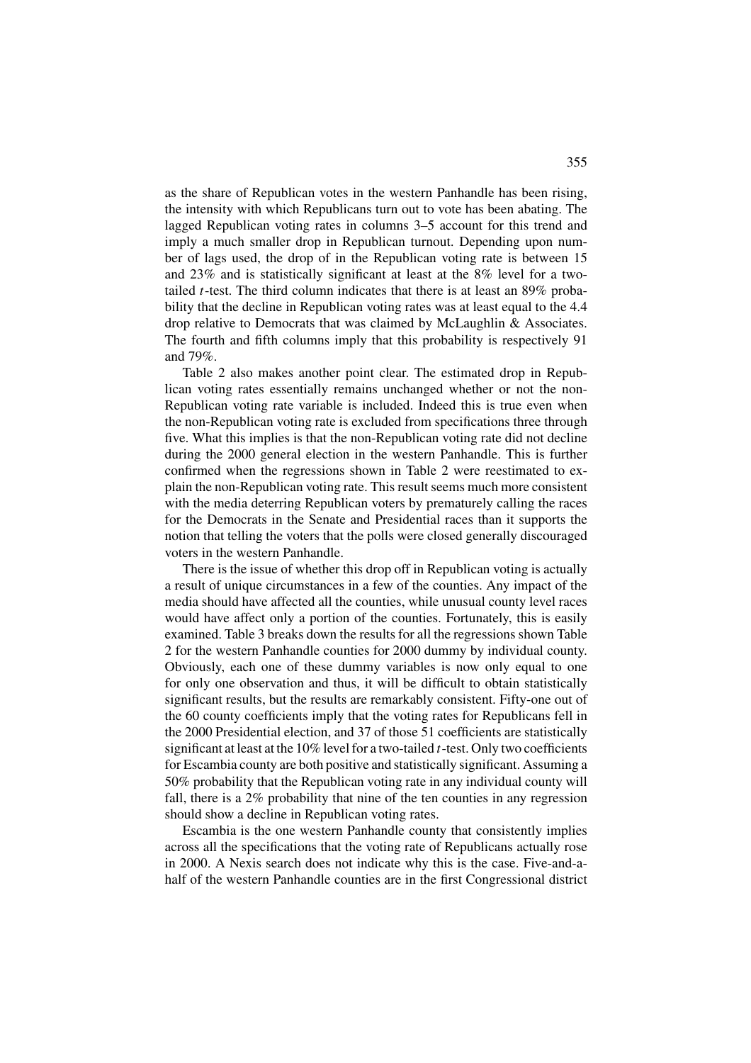as the share of Republican votes in the western Panhandle has been rising, the intensity with which Republicans turn out to vote has been abating. The lagged Republican voting rates in columns 3–5 account for this trend and imply a much smaller drop in Republican turnout. Depending upon number of lags used, the drop of in the Republican voting rate is between 15 and 23% and is statistically significant at least at the 8% level for a two-tailed $t$-test. The third column indicates that there is at least an 89% probability that the decline in Republican voting rates was at least equal to the 4.4 drop relative to Democrats that was claimed by McLaughlin & Associates. The fourth and fifth columns imply that this probability is respectively 91 and 79%.

Table 2 also makes another point clear. The estimated drop in Republican voting rates essentially remains unchanged whether or not the non-Republican voting rate variable is included. Indeed this is true even when the non-Republican voting rate is excluded from specifications three through five. What this implies is that the non-Republican voting rate did not decline during the 2000 general election in the western Panhandle. This is further confirmed when the regressions shown in Table 2 were reestimated to explain the non-Republican voting rate. This result seems much more consistent with the media deterring Republican voters by prematurely calling the races for the Democrats in the Senate and Presidential races than it supports the notion that telling the voters that the polls were closed generally discouraged voters in the western Panhandle.

There is the issue of whether this drop off in Republican voting is actually a result of unique circumstances in a few of the counties. Any impact of the media should have affected all the counties, while unusual county level races would have affect only a portion of the counties. Fortunately, this is easily examined. Table 3 breaks down the results for all the regressions shown Table 2 for the western Panhandle counties for 2000 dummy by individual county. Obviously, each one of these dummy variables is now only equal to one for only one observation and thus, it will be difficult to obtain statistically significant results, but the results are remarkably consistent. Fifty-one out of the 60 county coefficients imply that the voting rates for Republicans fell in the 2000 Presidential election, and 37 of those 51 coefficients are statistically significant at least at the 10% level for a two-tailed $t$-test. Only two coefficients for Escambia county are both positive and statistically significant. Assuming a 50% probability that the Republican voting rate in any individual county will fall, there is a 2% probability that nine of the ten counties in any regression should show a decline in Republican voting rates.

Escambia is the one western Panhandle county that consistently implies across all the specifications that the voting rate of Republicans actually rose in 2000. A Nexis search does not indicate why this is the case. Five-and-a-half of the western Panhandle counties are in the first Congressional district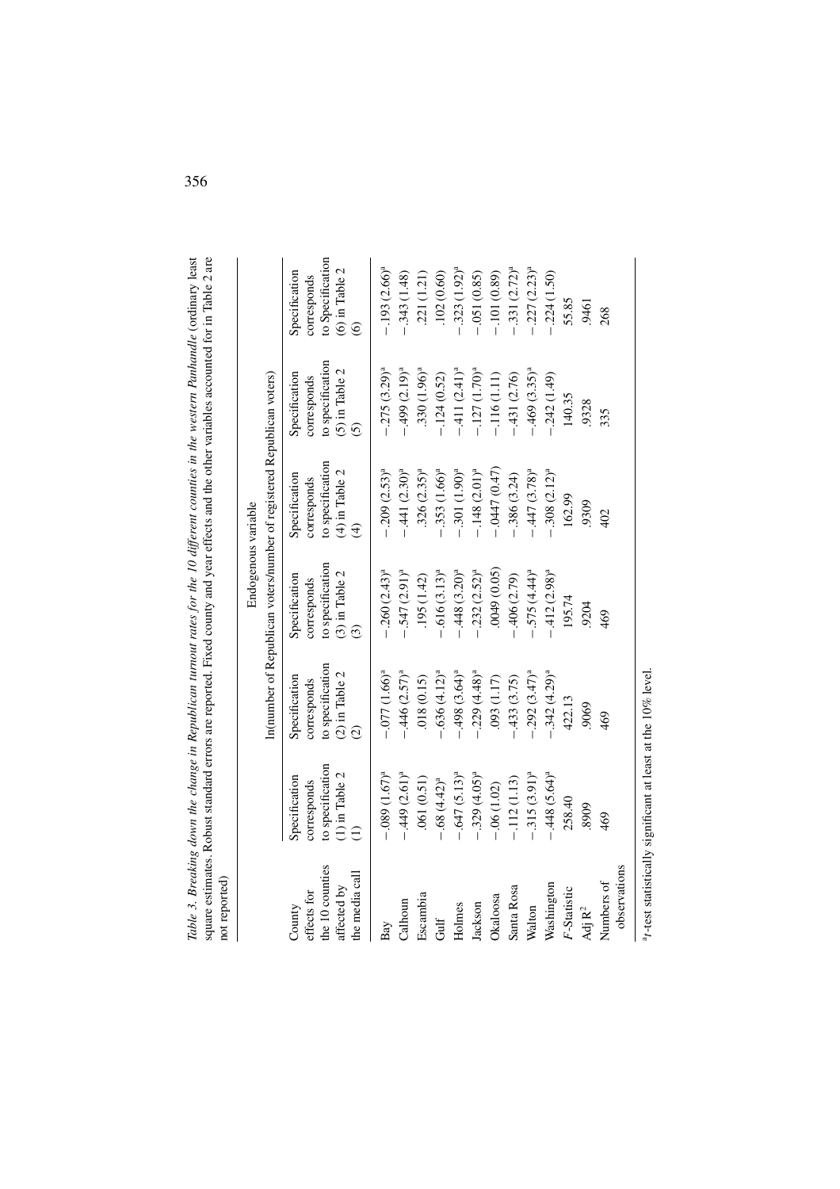*Table 3. Breaking down the change in Republican turnout rates for the 10 different counties in the western Panhandle* (ordinary least square estimates. Robust standard errors are reported. Fixed county and year effects and the other variables accounted for in Table 2 are not reported)

| County effects for the 10 counties affected by the media call | Endogenous variable ln(number of Republican voters/number of registered Republican voters) | | | | | |
|---|---|---|---|---|---|---|
| | Specification corresponds to specification (1) in Table 2 (1) | Specification corresponds to specification (2) in Table 2 (2) | Specification corresponds to specification (3) in Table 2 (3) | Specification corresponds to specification (4) in Table 2 (4) | Specification corresponds to specification (5) in Table 2 (5) | Specification corresponds to Specification (6) in Table 2 (6) |
| Bay | −.089 (1.67)[a] | −.077 (1.66)[a] | −.260 (2.43)[a] | −.209 (2.53)[a] | −.275 (3.29)[a] | −.193 (2.66)[a] |
| Calhoun | −.449 (2.61)[a] | −.446 (2.57)[a] | −.547 (2.91)[a] | −.441 (2.30)[a] | −.499 (2.19)[a] | −.343 (1.48) |
| Escambia | .061 (0.51) | .018 (0.15) | .195 (1.42) | .326 (2.35)[a] | .330 (1.96)[a] | .221 (1.21) |
| Gulf | −.68 (4.42)[a] | −.636 (4.12)[a] | −.616 (3.13)[a] | −.353 (1.66)[a] | −.124 (0.52) | .102 (0.60) |
| Holmes | −.647 (5.13)[a] | −.498 (3.64)[a] | −.448 (3.20)[a] | −.301 (1.90)[a] | −.411 (2.41)[a] | −.323 (1.92)[a] |
| Jackson | −.329 (4.05)[a] | −.229 (4.48)[a] | −.232 (2.52)[a] | −.148 (2.01)[a] | −.127 (1.70)[a] | −.051 (0.85) |
| Okaloosa | −.06 (1.02) | .093 (1.17) | .0049 (0.05) | −.0447 (0.47) | −.116 (1.11) | −.101 (0.89) |
| Santa Rosa | −.112 (1.13) | −.433 (3.75) | −.406 (2.79) | −.386 (3.24) | −.431 (2.76) | −.331 (2.72)[a] |
| Walton | −.315 (3.91)[a] | −.292 (3.47)[a] | −.575 (4.44)[a] | −.447 (3.78)[a] | −.469 (3.35)[a] | −.227 (2.23)[a] |
| Washington | −.448 (5.64)[a] | −.342 (4.29)[a] | −.412 (2.98)[a] | −.308 (2.12)[a] | −.242 (1.49) | −.224 (1.50) |
| *F*-Statistic | 258.40 | 422.13 | 195.74 | 162.99 | 140.35 | 55.85 |
| Adj $R^2$ | .8909 | .9069 | .9204 | .9309 | .9328 | .9461 |
| Numbers of observations | 469 | 469 | 469 | 402 | 335 | 268 |

[a] *t*-test statistically significant at least at the 10% level.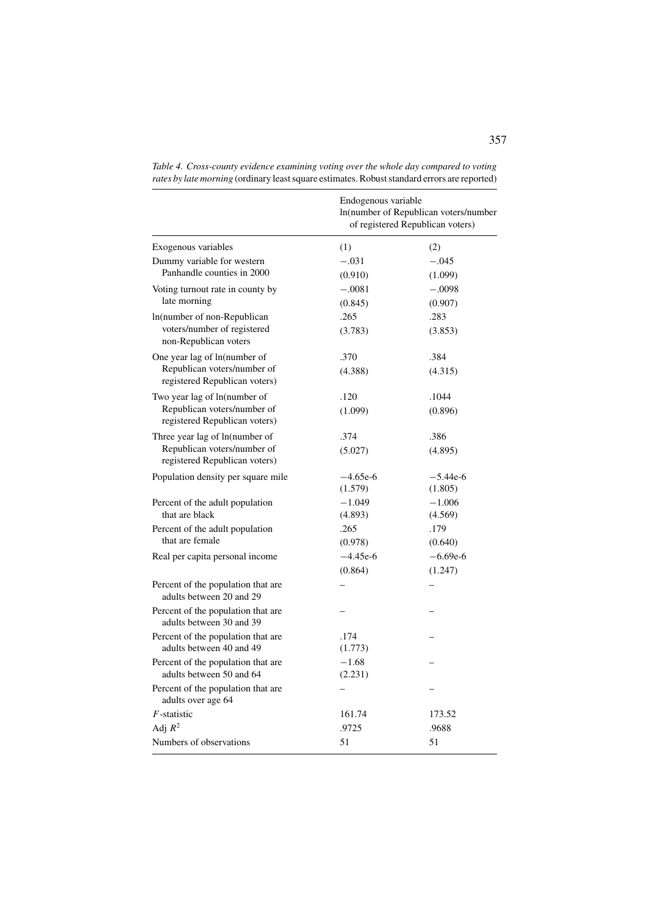*Table 4. Cross-county evidence examining voting over the whole day compared to voting rates by late morning* (ordinary least square estimates. Robust standard errors are reported)

| | Endogenous variable ln(number of Republican voters/number of registered Republican voters) | |
|---|---|---|
| Exogenous variables | (1) | (2) |
| Dummy variable for western Panhandle counties in 2000 | −.031 (0.910) | −.045 (1.099) |
| Voting turnout rate in county by late morning | −.0081 (0.845) | −.0098 (0.907) |
| ln(number of non-Republican voters/number of registered non-Republican voters | .265 (3.783) | .283 (3.853) |
| One year lag of ln(number of Republican voters/number of registered Republican voters) | .370 (4.388) | .384 (4.315) |
| Two year lag of ln(number of Republican voters/number of registered Republican voters) | .120 (1.099) | .1044 (0.896) |
| Three year lag of ln(number of Republican voters/number of registered Republican voters) | .374 (5.027) | .386 (4.895) |
| Population density per square mile | −4.65e-6 (1.579) | −5.44e-6 (1.805) |
| Percent of the adult population that are black | −1.049 (4.893) | −1.006 (4.569) |
| Percent of the adult population that are female | .265 (0.978) | .179 (0.640) |
| Real per capita personal income | −4.45e-6 (0.864) | −6.69e-6 (1.247) |
| Percent of the population that are adults between 20 and 29 | – | – |
| Percent of the population that are adults between 30 and 39 | – | – |
| Percent of the population that are adults between 40 and 49 | .174 (1.773) | – |
| Percent of the population that are adults between 50 and 64 | −1.68 (2.231) | – |
| Percent of the population that are adults over age 64 | – | – |
| $F$-statistic | 161.74 | 173.52 |
| Adj $R^2$ | .9725 | .9688 |
| Numbers of observations | 51 | 51 |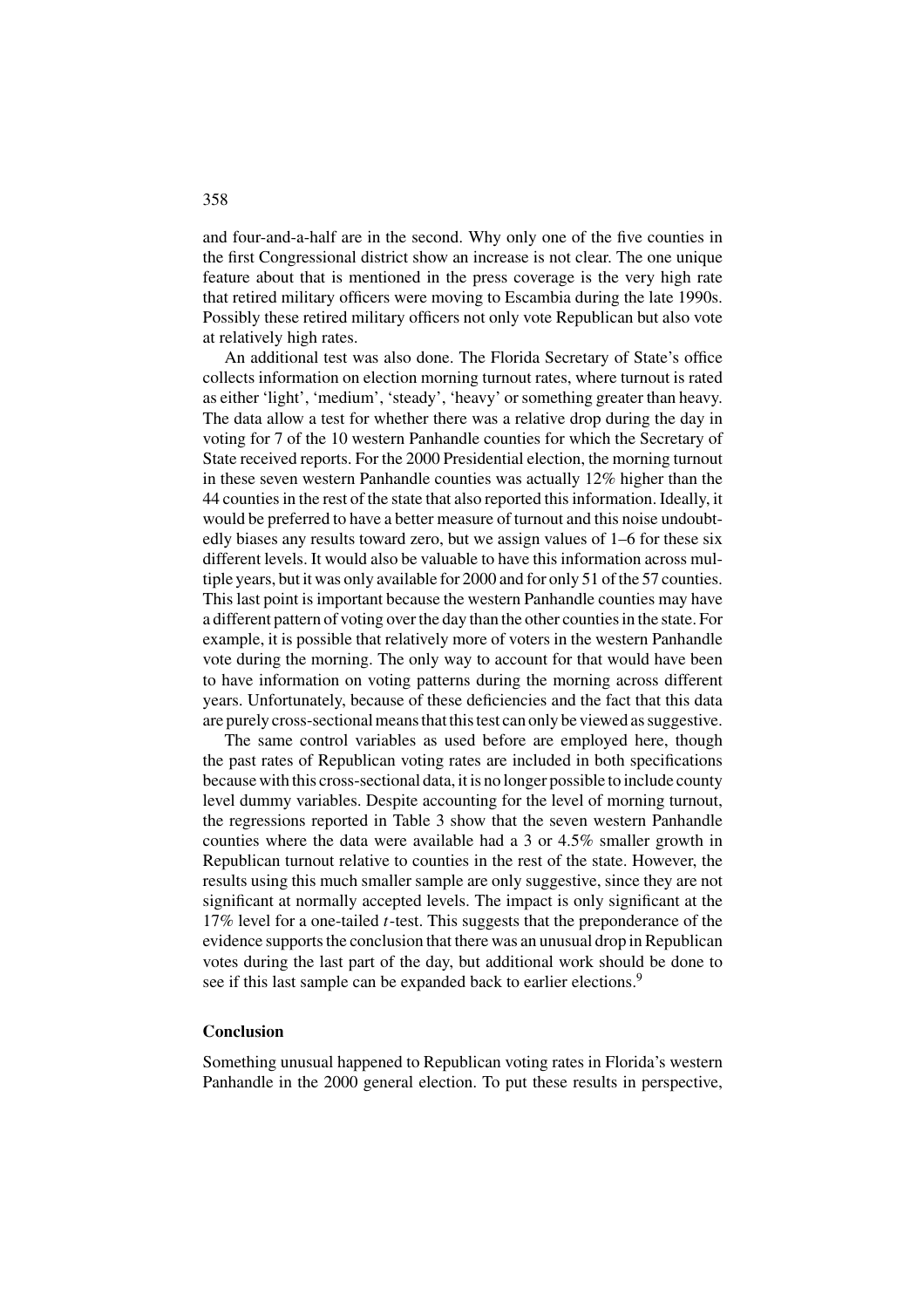and four-and-a-half are in the second. Why only one of the five counties in the first Congressional district show an increase is not clear. The one unique feature about that is mentioned in the press coverage is the very high rate that retired military officers were moving to Escambia during the late 1990s. Possibly these retired military officers not only vote Republican but also vote at relatively high rates.

An additional test was also done. The Florida Secretary of State's office collects information on election morning turnout rates, where turnout is rated as either 'light', 'medium', 'steady', 'heavy' or something greater than heavy. The data allow a test for whether there was a relative drop during the day in voting for 7 of the 10 western Panhandle counties for which the Secretary of State received reports. For the 2000 Presidential election, the morning turnout in these seven western Panhandle counties was actually 12% higher than the 44 counties in the rest of the state that also reported this information. Ideally, it would be preferred to have a better measure of turnout and this noise undoubtedly biases any results toward zero, but we assign values of 1–6 for these six different levels. It would also be valuable to have this information across multiple years, but it was only available for 2000 and for only 51 of the 57 counties. This last point is important because the western Panhandle counties may have a different pattern of voting over the day than the other counties in the state. For example, it is possible that relatively more of voters in the western Panhandle vote during the morning. The only way to account for that would have been to have information on voting patterns during the morning across different years. Unfortunately, because of these deficiencies and the fact that this data are purely cross-sectional means that this test can only be viewed as suggestive.

The same control variables as used before are employed here, though the past rates of Republican voting rates are included in both specifications because with this cross-sectional data, it is no longer possible to include county level dummy variables. Despite accounting for the level of morning turnout, the regressions reported in Table 3 show that the seven western Panhandle counties where the data were available had a 3 or 4.5% smaller growth in Republican turnout relative to counties in the rest of the state. However, the results using this much smaller sample are only suggestive, since they are not significant at normally accepted levels. The impact is only significant at the 17% level for a one-tailed $t$-test. This suggests that the preponderance of the evidence supports the conclusion that there was an unusual drop in Republican votes during the last part of the day, but additional work should be done to see if this last sample can be expanded back to earlier elections.[9]

## Conclusion

Something unusual happened to Republican voting rates in Florida's western Panhandle in the 2000 general election. To put these results in perspective,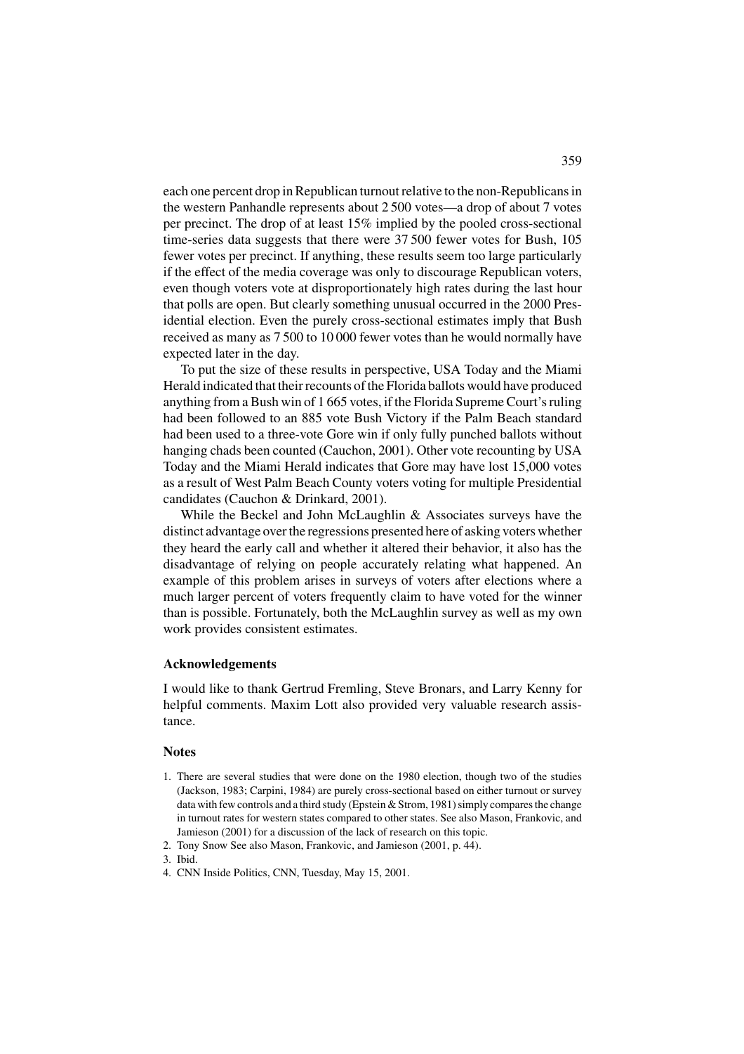each one percent drop in Republican turnout relative to the non-Republicans in the western Panhandle represents about 2 500 votes—a drop of about 7 votes per precinct. The drop of at least 15% implied by the pooled cross-sectional time-series data suggests that there were 37 500 fewer votes for Bush, 105 fewer votes per precinct. If anything, these results seem too large particularly if the effect of the media coverage was only to discourage Republican voters, even though voters vote at disproportionately high rates during the last hour that polls are open. But clearly something unusual occurred in the 2000 Presidential election. Even the purely cross-sectional estimates imply that Bush received as many as 7 500 to 10 000 fewer votes than he would normally have expected later in the day.

To put the size of these results in perspective, USA Today and the Miami Herald indicated that their recounts of the Florida ballots would have produced anything from a Bush win of 1 665 votes, if the Florida Supreme Court's ruling had been followed to an 885 vote Bush Victory if the Palm Beach standard had been used to a three-vote Gore win if only fully punched ballots without hanging chads been counted (Cauchon, 2001). Other vote recounting by USA Today and the Miami Herald indicates that Gore may have lost 15,000 votes as a result of West Palm Beach County voters voting for multiple Presidential candidates (Cauchon & Drinkard, 2001).

While the Beckel and John McLaughlin & Associates surveys have the distinct advantage over the regressions presented here of asking voters whether they heard the early call and whether it altered their behavior, it also has the disadvantage of relying on people accurately relating what happened. An example of this problem arises in surveys of voters after elections where a much larger percent of voters frequently claim to have voted for the winner than is possible. Fortunately, both the McLaughlin survey as well as my own work provides consistent estimates.

### Acknowledgements

I would like to thank Gertrud Fremling, Steve Bronars, and Larry Kenny for helpful comments. Maxim Lott also provided very valuable research assistance.

### Notes

1. There are several studies that were done on the 1980 election, though two of the studies (Jackson, 1983; Carpini, 1984) are purely cross-sectional based on either turnout or survey data with few controls and a third study (Epstein & Strom, 1981) simply compares the change in turnout rates for western states compared to other states. See also Mason, Frankovic, and Jamieson (2001) for a discussion of the lack of research on this topic.
2. Tony Snow See also Mason, Frankovic, and Jamieson (2001, p. 44).
3. Ibid.
4. CNN Inside Politics, CNN, Tuesday, May 15, 2001.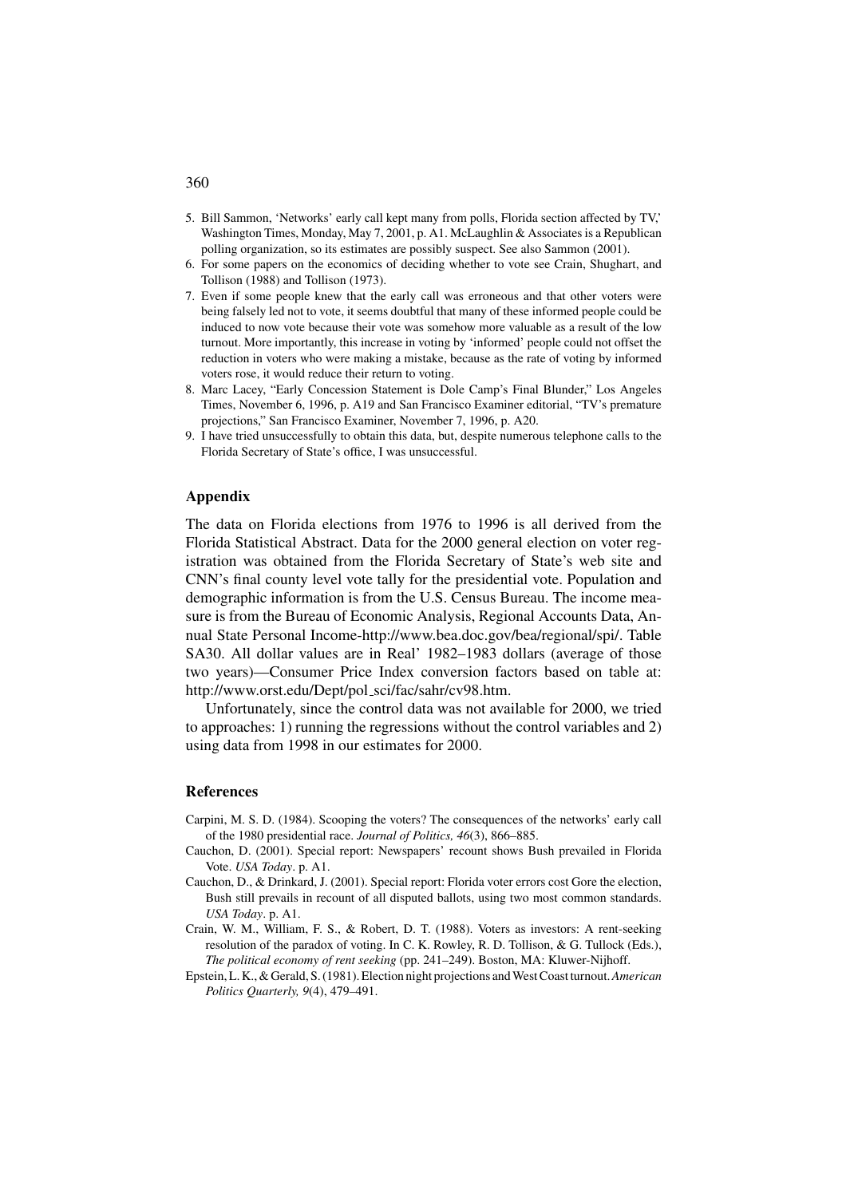5. Bill Sammon, 'Networks' early call kept many from polls, Florida section affected by TV,' Washington Times, Monday, May 7, 2001, p. A1. McLaughlin & Associates is a Republican polling organization, so its estimates are possibly suspect. See also Sammon (2001).
6. For some papers on the economics of deciding whether to vote see Crain, Shughart, and Tollison (1988) and Tollison (1973).
7. Even if some people knew that the early call was erroneous and that other voters were being falsely led not to vote, it seems doubtful that many of these informed people could be induced to now vote because their vote was somehow more valuable as a result of the low turnout. More importantly, this increase in voting by 'informed' people could not offset the reduction in voters who were making a mistake, because as the rate of voting by informed voters rose, it would reduce their return to voting.
8. Marc Lacey, "Early Concession Statement is Dole Camp's Final Blunder," Los Angeles Times, November 6, 1996, p. A19 and San Francisco Examiner editorial, "TV's premature projections," San Francisco Examiner, November 7, 1996, p. A20.
9. I have tried unsuccessfully to obtain this data, but, despite numerous telephone calls to the Florida Secretary of State's office, I was unsuccessful.

## Appendix

The data on Florida elections from 1976 to 1996 is all derived from the Florida Statistical Abstract. Data for the 2000 general election on voter registration was obtained from the Florida Secretary of State's web site and CNN's final county level vote tally for the presidential vote. Population and demographic information is from the U.S. Census Bureau. The income measure is from the Bureau of Economic Analysis, Regional Accounts Data, Annual State Personal Income-http://www.bea.doc.gov/bea/regional/spi/. Table SA30. All dollar values are in Real' 1982–1983 dollars (average of those two years)—Consumer Price Index conversion factors based on table at: http://www.orst.edu/Dept/pol_sci/fac/sahr/cv98.htm.

Unfortunately, since the control data was not available for 2000, we tried to approaches: 1) running the regressions without the control variables and 2) using data from 1998 in our estimates for 2000.

## References

Carpini, M. S. D. (1984). Scooping the voters? The consequences of the networks' early call of the 1980 presidential race. *Journal of Politics, 46*(3), 866–885.

Cauchon, D. (2001). Special report: Newspapers' recount shows Bush prevailed in Florida Vote. *USA Today*. p. A1.

Cauchon, D., & Drinkard, J. (2001). Special report: Florida voter errors cost Gore the election, Bush still prevails in recount of all disputed ballots, using two most common standards. *USA Today*. p. A1.

Crain, W. M., William, F. S., & Robert, D. T. (1988). Voters as investors: A rent-seeking resolution of the paradox of voting. In C. K. Rowley, R. D. Tollison, & G. Tullock (Eds.), *The political economy of rent seeking* (pp. 241–249). Boston, MA: Kluwer-Nijhoff.

Epstein, L. K., & Gerald, S. (1981). Election night projections and West Coast turnout. *American Politics Quarterly, 9*(4), 479–491.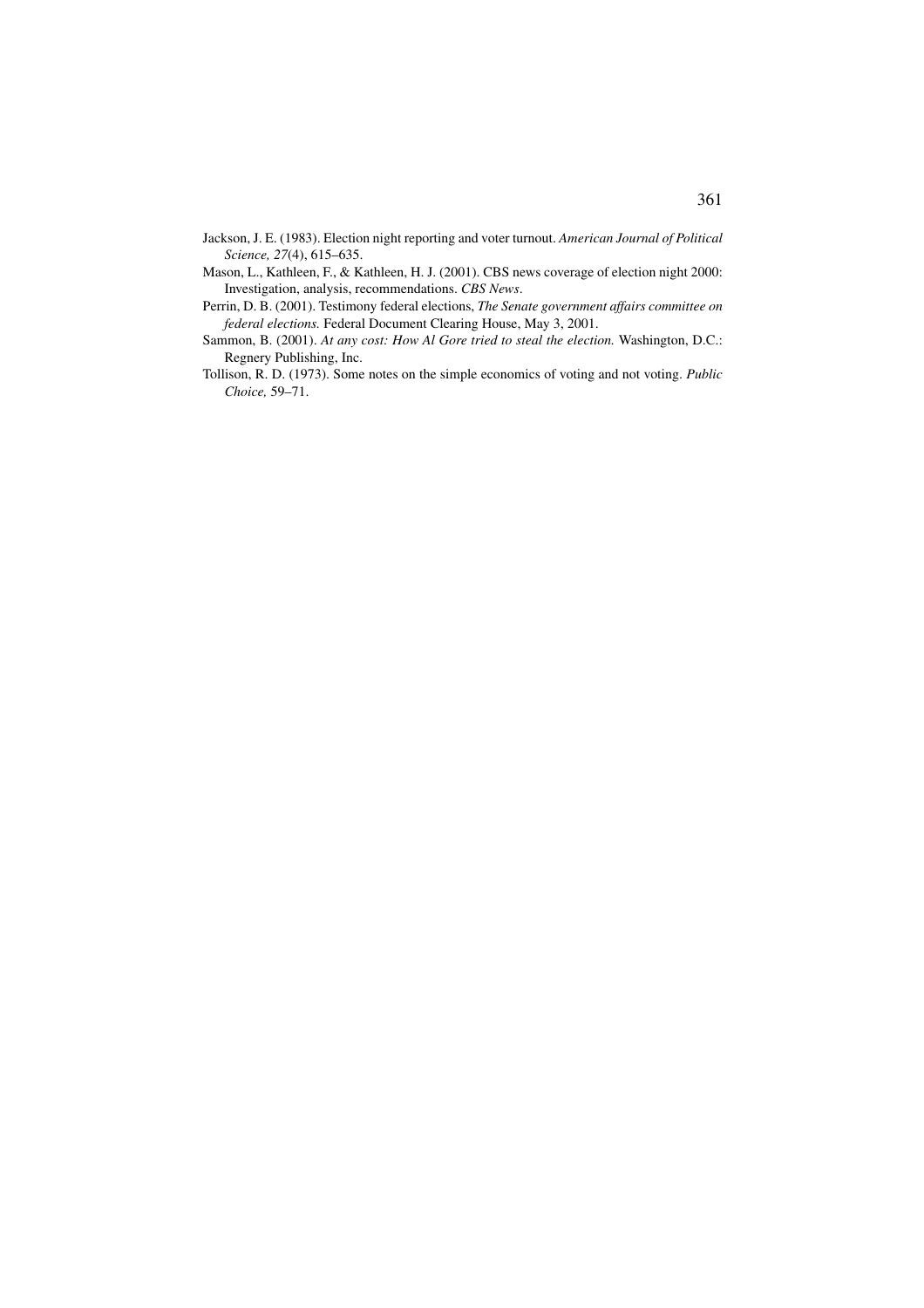Jackson, J. E. (1983). Election night reporting and voter turnout. *American Journal of Political Science, 27*(4), 615–635.

Mason, L., Kathleen, F., & Kathleen, H. J. (2001). CBS news coverage of election night 2000: Investigation, analysis, recommendations. *CBS News*.

Perrin, D. B. (2001). Testimony federal elections, *The Senate government affairs committee on federal elections.* Federal Document Clearing House, May 3, 2001.

Sammon, B. (2001). *At any cost: How Al Gore tried to steal the election.* Washington, D.C.: Regnery Publishing, Inc.

Tollison, R. D. (1973). Some notes on the simple economics of voting and not voting. *Public Choice,* 59–71.